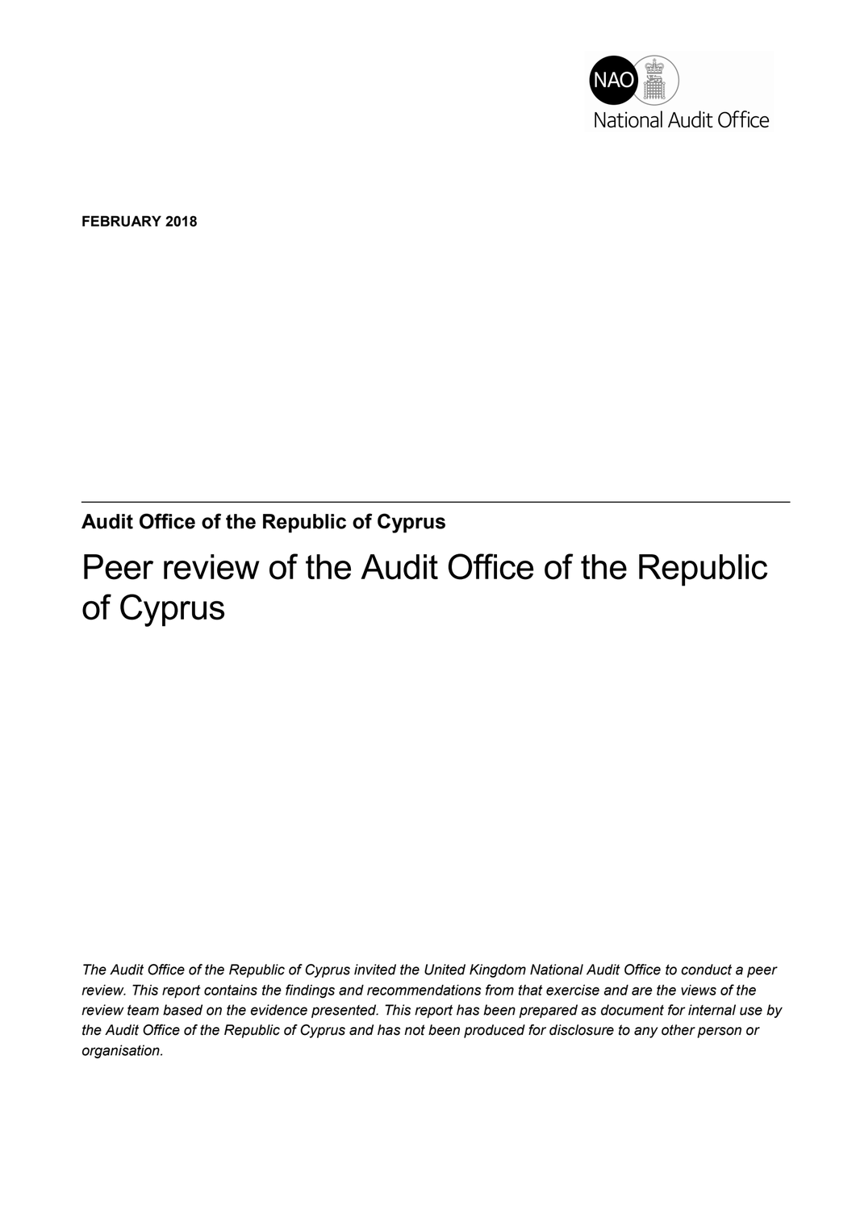National Audit Office

**FEBRUARY 2018**

---

**Audit Office of the Republic of Cyprus**

# Peer review of the Audit Office of the Republic of Cyprus

*The Audit Office of the Republic of Cyprus invited the United Kingdom National Audit Office to conduct a peer review. This report contains the findings and recommendations from that exercise and are the views of the review team based on the evidence presented. This report has been prepared as document for internal use by the Audit Office of the Republic of Cyprus and has not been produced for disclosure to any other person or organisation.*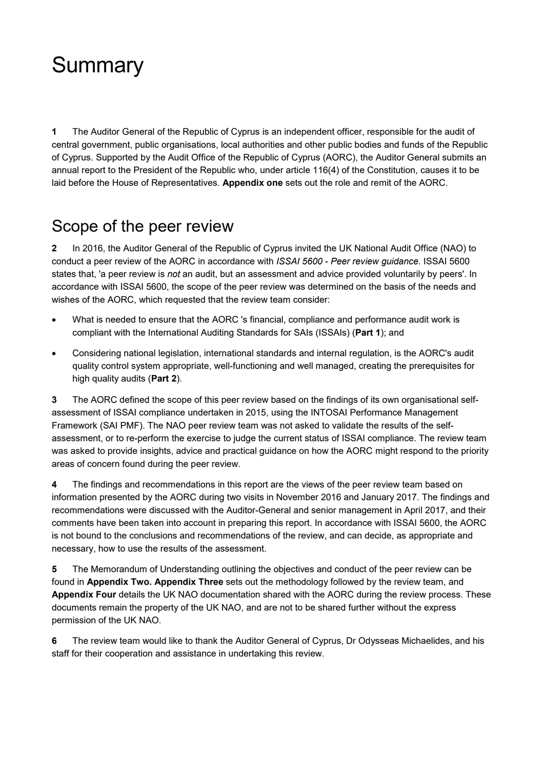# Summary

**1** The Auditor General of the Republic of Cyprus is an independent officer, responsible for the audit of central government, public organisations, local authorities and other public bodies and funds of the Republic of Cyprus. Supported by the Audit Office of the Republic of Cyprus (AORC), the Auditor General submits an annual report to the President of the Republic who, under article 116(4) of the Constitution, causes it to be laid before the House of Representatives. **Appendix one** sets out the role and remit of the AORC.

# Scope of the peer review

**2** In 2016, the Auditor General of the Republic of Cyprus invited the UK National Audit Office (NAO) to conduct a peer review of the AORC in accordance with *ISSAI 5600 - Peer review guidance.* ISSAI 5600 states that, 'a peer review is *not* an audit, but an assessment and advice provided voluntarily by peers'. In accordance with ISSAI 5600, the scope of the peer review was determined on the basis of the needs and wishes of the AORC, which requested that the review team consider:

- What is needed to ensure that the AORC 's financial, compliance and performance audit work is compliant with the International Auditing Standards for SAIs (ISSAIs) (**Part 1**); and
- Considering national legislation, international standards and internal regulation, is the AORC's audit quality control system appropriate, well-functioning and well managed, creating the prerequisites for high quality audits (**Part 2**).

**3** The AORC defined the scope of this peer review based on the findings of its own organisational self-assessment of ISSAI compliance undertaken in 2015, using the INTOSAI Performance Management Framework (SAI PMF). The NAO peer review team was not asked to validate the results of the self-assessment, or to re-perform the exercise to judge the current status of ISSAI compliance. The review team was asked to provide insights, advice and practical guidance on how the AORC might respond to the priority areas of concern found during the peer review.

**4** The findings and recommendations in this report are the views of the peer review team based on information presented by the AORC during two visits in November 2016 and January 2017. The findings and recommendations were discussed with the Auditor-General and senior management in April 2017, and their comments have been taken into account in preparing this report. In accordance with ISSAI 5600, the AORC is not bound to the conclusions and recommendations of the review, and can decide, as appropriate and necessary, how to use the results of the assessment.

**5** The Memorandum of Understanding outlining the objectives and conduct of the peer review can be found in **Appendix Two. Appendix Three** sets out the methodology followed by the review team, and **Appendix Four** details the UK NAO documentation shared with the AORC during the review process. These documents remain the property of the UK NAO, and are not to be shared further without the express permission of the UK NAO.

**6** The review team would like to thank the Auditor General of Cyprus, Dr Odysseas Michaelides, and his staff for their cooperation and assistance in undertaking this review.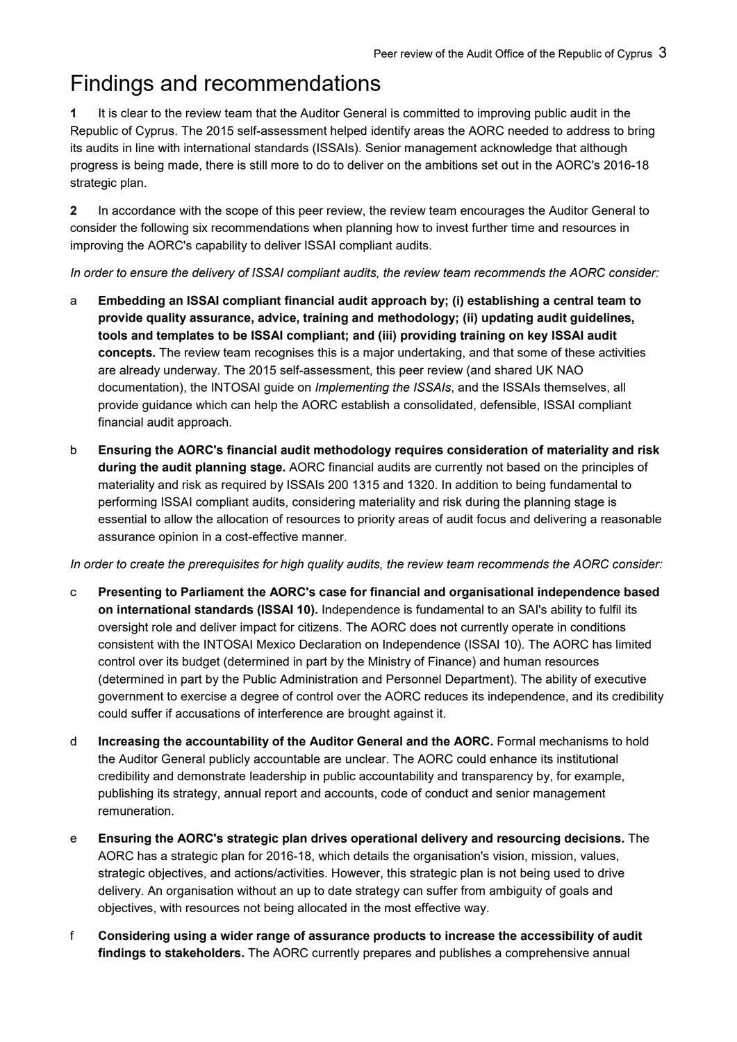# Findings and recommendations

**1** It is clear to the review team that the Auditor General is committed to improving public audit in the Republic of Cyprus. The 2015 self-assessment helped identify areas the AORC needed to address to bring its audits in line with international standards (ISSAIs). Senior management acknowledge that although progress is being made, there is still more to do to deliver on the ambitions set out in the AORC's 2016-18 strategic plan.

**2** In accordance with the scope of this peer review, the review team encourages the Auditor General to consider the following six recommendations when planning how to invest further time and resources in improving the AORC's capability to deliver ISSAI compliant audits.

*In order to ensure the delivery of ISSAI compliant audits, the review team recommends the AORC consider:*

a **Embedding an ISSAI compliant financial audit approach by; (i) establishing a central team to provide quality assurance, advice, training and methodology; (ii) updating audit guidelines, tools and templates to be ISSAI compliant; and (iii) providing training on key ISSAI audit concepts.** The review team recognises this is a major undertaking, and that some of these activities are already underway. The 2015 self-assessment, this peer review (and shared UK NAO documentation), the INTOSAI guide on *Implementing the ISSAIs*, and the ISSAIs themselves, all provide guidance which can help the AORC establish a consolidated, defensible, ISSAI compliant financial audit approach.

b **Ensuring the AORC's financial audit methodology requires consideration of materiality and risk during the audit planning stage.** AORC financial audits are currently not based on the principles of materiality and risk as required by ISSAIs 200 1315 and 1320. In addition to being fundamental to performing ISSAI compliant audits, considering materiality and risk during the planning stage is essential to allow the allocation of resources to priority areas of audit focus and delivering a reasonable assurance opinion in a cost-effective manner.

*In order to create the prerequisites for high quality audits, the review team recommends the AORC consider:*

c **Presenting to Parliament the AORC's case for financial and organisational independence based on international standards (ISSAI 10).** Independence is fundamental to an SAI's ability to fulfil its oversight role and deliver impact for citizens. The AORC does not currently operate in conditions consistent with the INTOSAI Mexico Declaration on Independence (ISSAI 10). The AORC has limited control over its budget (determined in part by the Ministry of Finance) and human resources (determined in part by the Public Administration and Personnel Department). The ability of executive government to exercise a degree of control over the AORC reduces its independence, and its credibility could suffer if accusations of interference are brought against it.

d **Increasing the accountability of the Auditor General and the AORC.** Formal mechanisms to hold the Auditor General publicly accountable are unclear. The AORC could enhance its institutional credibility and demonstrate leadership in public accountability and transparency by, for example, publishing its strategy, annual report and accounts, code of conduct and senior management remuneration.

e **Ensuring the AORC's strategic plan drives operational delivery and resourcing decisions.** The AORC has a strategic plan for 2016-18, which details the organisation's vision, mission, values, strategic objectives, and actions/activities. However, this strategic plan is not being used to drive delivery. An organisation without an up to date strategy can suffer from ambiguity of goals and objectives, with resources not being allocated in the most effective way.

f **Considering using a wider range of assurance products to increase the accessibility of audit findings to stakeholders.** The AORC currently prepares and publishes a comprehensive annual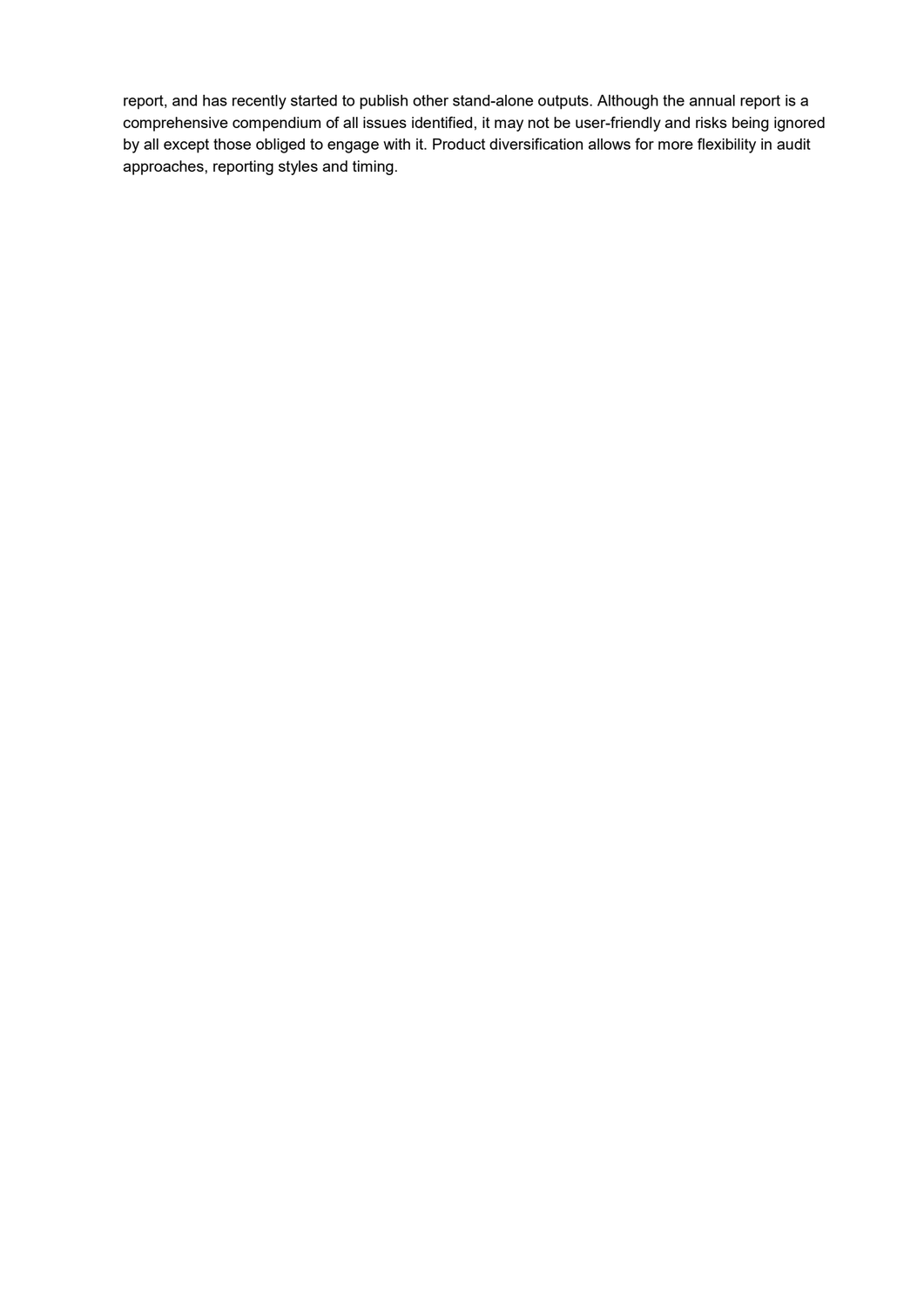report, and has recently started to publish other stand-alone outputs. Although the annual report is a comprehensive compendium of all issues identified, it may not be user-friendly and risks being ignored by all except those obliged to engage with it. Product diversification allows for more flexibility in audit approaches, reporting styles and timing.